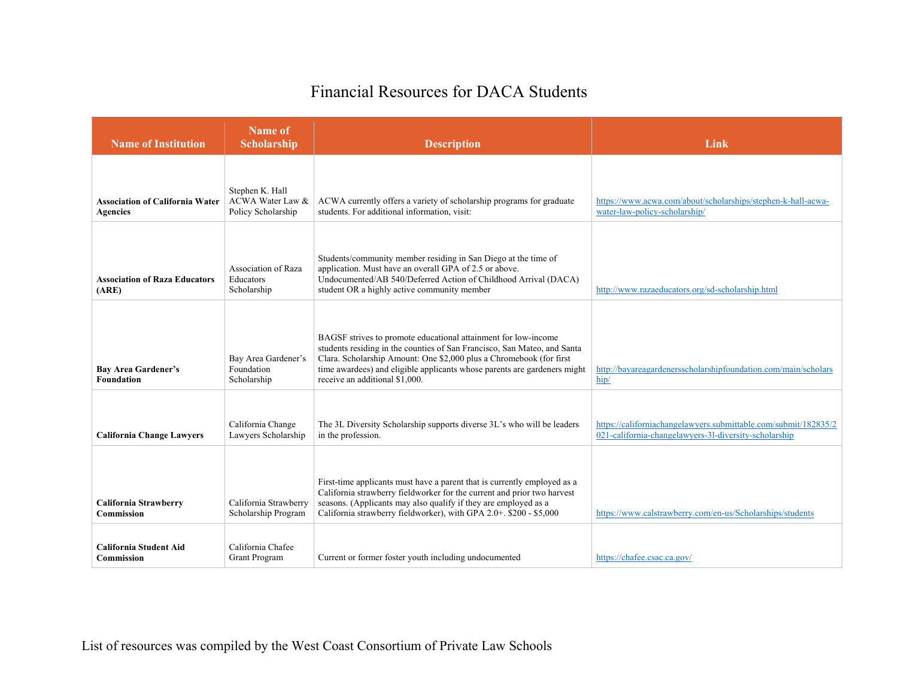# Financial Resources for DACA Students

| Name of Institution | Name of Scholarship | Description | Link |
|---|---|---|---|
| **Association of California Water Agencies** | Stephen K. Hall ACWA Water Law & Policy Scholarship | ACWA currently offers a variety of scholarship programs for graduate students. For additional information, visit: | https://www.acwa.com/about/scholarships/stephen-k-hall-acwa-water-law-policy-scholarship/ |
| **Association of Raza Educators (ARE)** | Association of Raza Educators Scholarship | Students/community member residing in San Diego at the time of application. Must have an overall GPA of 2.5 or above. Undocumented/AB 540/Deferred Action of Childhood Arrival (DACA) student OR a highly active community member | http://www.razaeducators.org/sd-scholarship.html |
| **Bay Area Gardener's Foundation** | Bay Area Gardener's Foundation Scholarship | BAGSF strives to promote educational attainment for low-income students residing in the counties of San Francisco, San Mateo, and Santa Clara. Scholarship Amount: One $2,000 plus a Chromebook (for first time awardees) and eligible applicants whose parents are gardeners might receive an additional $1,000. | http://bayareagardenersscholarshipfoundation.com/main/scholarship/ |
| **California Change Lawyers** | California Change Lawyers Scholarship | The 3L Diversity Scholarship supports diverse 3L's who will be leaders in the profession. | https://californiachangelawyers.submittable.com/submit/182835/2021-california-changelawyers-3l-diversity-scholarship |
| **California Strawberry Commission** | California Strawberry Scholarship Program | First-time applicants must have a parent that is currently employed as a California strawberry fieldworker for the current and prior two harvest seasons. (Applicants may also qualify if they are employed as a California strawberry fieldworker), with GPA 2.0+. $200 - $5,000 | https://www.calstrawberry.com/en-us/Scholarships/students |
| **California Student Aid Commission** | California Chafee Grant Program | Current or former foster youth including undocumented | https://chafee.csac.ca.gov/ |

List of resources was compiled by the West Coast Consortium of Private Law Schools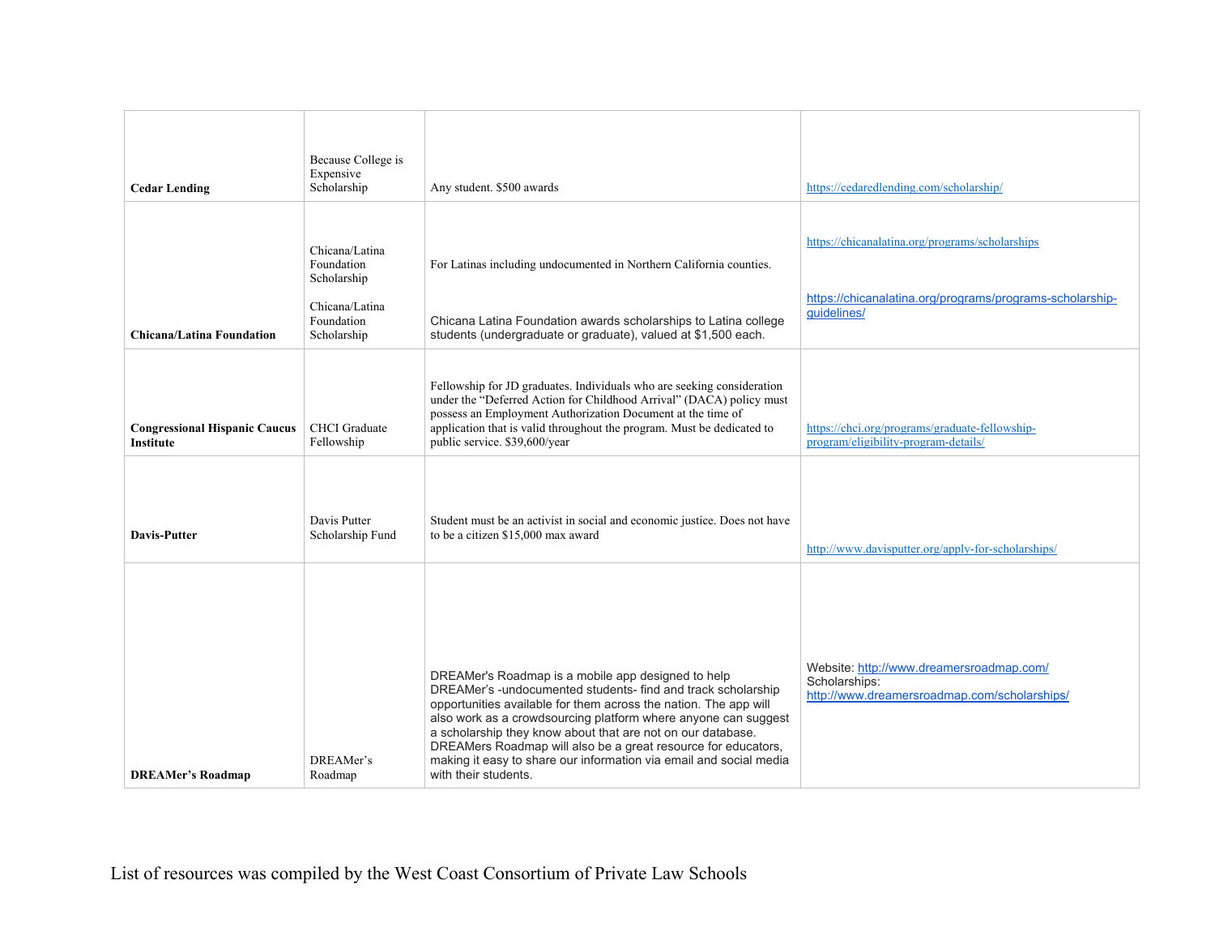| | | | |
|---|---|---|---|
| **Cedar Lending** | Because College is Expensive Scholarship | Any student. $500 awards | https://cedaredlending.com/scholarship/ |
| **Chicana/Latina Foundation** | Chicana/Latina Foundation Scholarship<br><br>Chicana/Latina Foundation Scholarship | For Latinas including undocumented in Northern California counties.<br><br>Chicana Latina Foundation awards scholarships to Latina college students (undergraduate or graduate), valued at $1,500 each. | https://chicanalatina.org/programs/scholarships<br><br>https://chicanalatina.org/programs/programs-scholarship-guidelines/ |
| **Congressional Hispanic Caucus Institute** | CHCI Graduate Fellowship | Fellowship for JD graduates. Individuals who are seeking consideration under the "Deferred Action for Childhood Arrival" (DACA) policy must possess an Employment Authorization Document at the time of application that is valid throughout the program. Must be dedicated to public service. $39,600/year | https://chci.org/programs/graduate-fellowship-program/eligibility-program-details/ |
| **Davis-Putter** | Davis Putter Scholarship Fund | Student must be an activist in social and economic justice. Does not have to be a citizen $15,000 max award | http://www.davisputter.org/apply-for-scholarships/ |
| **DREAMer's Roadmap** | DREAMer's Roadmap | DREAMer's Roadmap is a mobile app designed to help DREAMer's -undocumented students- find and track scholarship opportunities available for them across the nation. The app will also work as a crowdsourcing platform where anyone can suggest a scholarship they know about that are not on our database. DREAMers Roadmap will also be a great resource for educators, making it easy to share our information via email and social media with their students. | Website: http://www.dreamersroadmap.com/<br>Scholarships:<br>http://www.dreamersroadmap.com/scholarships/ |

List of resources was compiled by the West Coast Consortium of Private Law Schools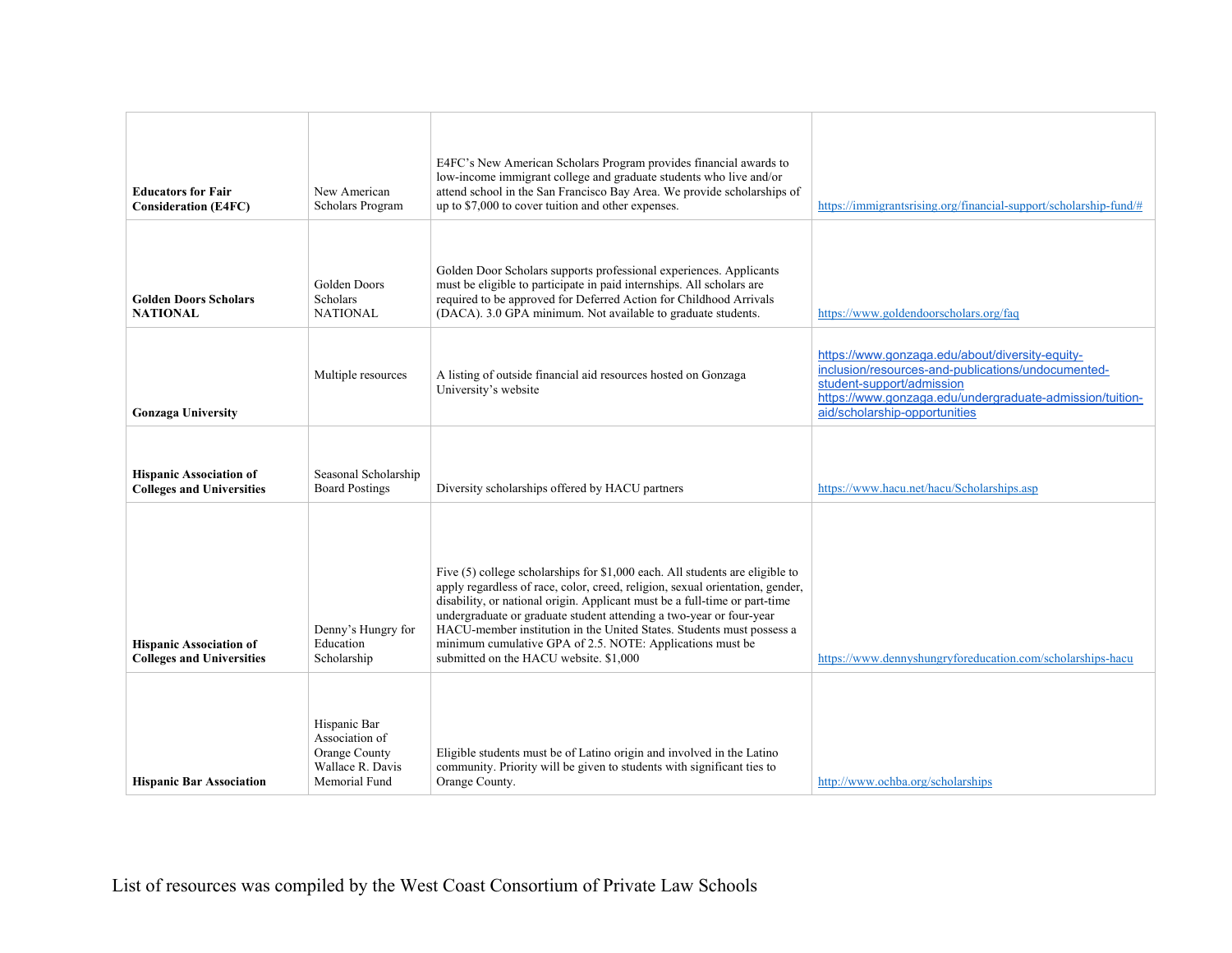| **Educators for Fair Consideration (E4FC)** | New American Scholars Program | E4FC's New American Scholars Program provides financial awards to low-income immigrant college and graduate students who live and/or attend school in the San Francisco Bay Area. We provide scholarships of up to $7,000 to cover tuition and other expenses. | https://immigrantsrising.org/financial-support/scholarship-fund/# |
|---|---|---|---|
| **Golden Doors Scholars NATIONAL** | Golden Doors Scholars NATIONAL | Golden Door Scholars supports professional experiences. Applicants must be eligible to participate in paid internships. All scholars are required to be approved for Deferred Action for Childhood Arrivals (DACA). 3.0 GPA minimum. Not available to graduate students. | https://www.goldendoorscholars.org/faq |
| **Gonzaga University** | Multiple resources | A listing of outside financial aid resources hosted on Gonzaga University's website | https://www.gonzaga.edu/about/diversity-equity-inclusion/resources-and-publications/undocumented-student-support/admission https://www.gonzaga.edu/undergraduate-admission/tuition-aid/scholarship-opportunities |
| **Hispanic Association of Colleges and Universities** | Seasonal Scholarship Board Postings | Diversity scholarships offered by HACU partners | https://www.hacu.net/hacu/Scholarships.asp |
| **Hispanic Association of Colleges and Universities** | Denny's Hungry for Education Scholarship | Five (5) college scholarships for $1,000 each. All students are eligible to apply regardless of race, color, creed, religion, sexual orientation, gender, disability, or national origin. Applicant must be a full-time or part-time undergraduate or graduate student attending a two-year or four-year HACU-member institution in the United States. Students must possess a minimum cumulative GPA of 2.5. NOTE: Applications must be submitted on the HACU website. $1,000 | https://www.dennyshungryforeducation.com/scholarships-hacu |
| **Hispanic Bar Association** | Hispanic Bar Association of Orange County Wallace R. Davis Memorial Fund | Eligible students must be of Latino origin and involved in the Latino community. Priority will be given to students with significant ties to Orange County. | http://www.ochba.org/scholarships |

List of resources was compiled by the West Coast Consortium of Private Law Schools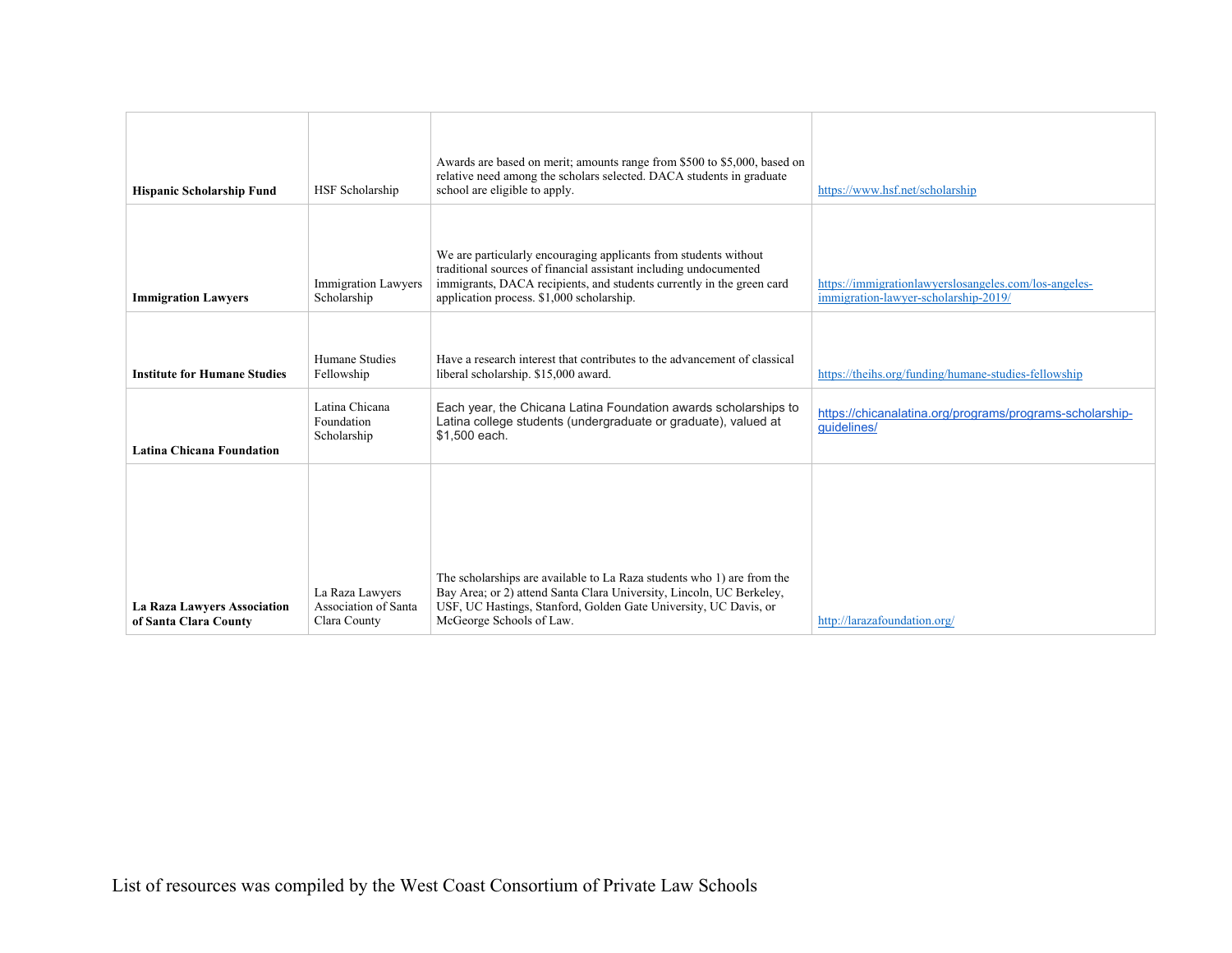| **Hispanic Scholarship Fund** | HSF Scholarship | Awards are based on merit; amounts range from $500 to $5,000, based on relative need among the scholars selected. DACA students in graduate school are eligible to apply. | https://www.hsf.net/scholarship |
|---|---|---|---|
| **Immigration Lawyers** | Immigration Lawyers Scholarship | We are particularly encouraging applicants from students without traditional sources of financial assistant including undocumented immigrants, DACA recipients, and students currently in the green card application process. $1,000 scholarship. | https://immigrationlawyerslosangeles.com/los-angeles-immigration-lawyer-scholarship-2019/ |
| **Institute for Humane Studies** | Humane Studies Fellowship | Have a research interest that contributes to the advancement of classical liberal scholarship. $15,000 award. | https://theihs.org/funding/humane-studies-fellowship |
| **Latina Chicana Foundation** | Latina Chicana Foundation Scholarship | Each year, the Chicana Latina Foundation awards scholarships to Latina college students (undergraduate or graduate), valued at $1,500 each. | https://chicanalatina.org/programs/programs-scholarship-guidelines/ |
| **La Raza Lawyers Association of Santa Clara County** | La Raza Lawyers Association of Santa Clara County | The scholarships are available to La Raza students who 1) are from the Bay Area; or 2) attend Santa Clara University, Lincoln, UC Berkeley, USF, UC Hastings, Stanford, Golden Gate University, UC Davis, or McGeorge Schools of Law. | http://larazafoundation.org/ |

List of resources was compiled by the West Coast Consortium of Private Law Schools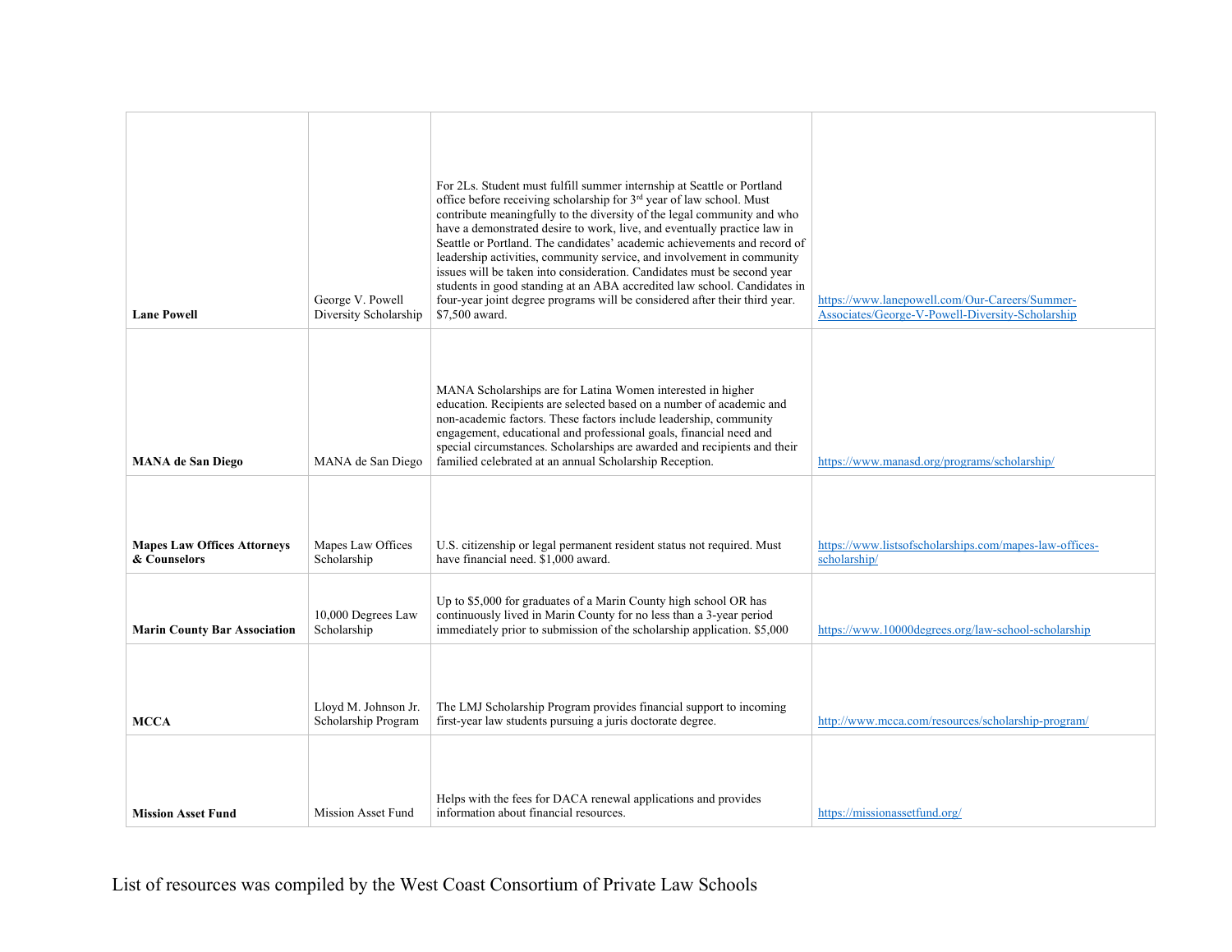| | | | |
|---|---|---|---|
| **Lane Powell** | George V. Powell Diversity Scholarship | For 2Ls. Student must fulfill summer internship at Seattle or Portland office before receiving scholarship for 3rd year of law school. Must contribute meaningfully to the diversity of the legal community and who have a demonstrated desire to work, live, and eventually practice law in Seattle or Portland. The candidates' academic achievements and record of leadership activities, community service, and involvement in community issues will be taken into consideration. Candidates must be second year students in good standing at an ABA accredited law school. Candidates in four-year joint degree programs will be considered after their third year. $7,500 award. | https://www.lanepowell.com/Our-Careers/Summer-Associates/George-V-Powell-Diversity-Scholarship |
| **MANA de San Diego** | MANA de San Diego | MANA Scholarships are for Latina Women interested in higher education. Recipients are selected based on a number of academic and non-academic factors. These factors include leadership, community engagement, educational and professional goals, financial need and special circumstances. Scholarships are awarded and recipients and their familied celebrated at an annual Scholarship Reception. | https://www.manasd.org/programs/scholarship/ |
| **Mapes Law Offices Attorneys & Counselors** | Mapes Law Offices Scholarship | U.S. citizenship or legal permanent resident status not required. Must have financial need. $1,000 award. | https://www.listsofscholarships.com/mapes-law-offices-scholarship/ |
| **Marin County Bar Association** | 10,000 Degrees Law Scholarship | Up to $5,000 for graduates of a Marin County high school OR has continuously lived in Marin County for no less than a 3-year period immediately prior to submission of the scholarship application. $5,000 | https://www.10000degrees.org/law-school-scholarship |
| **MCCA** | Lloyd M. Johnson Jr. Scholarship Program | The LMJ Scholarship Program provides financial support to incoming first-year law students pursuing a juris doctorate degree. | http://www.mcca.com/resources/scholarship-program/ |
| **Mission Asset Fund** | Mission Asset Fund | Helps with the fees for DACA renewal applications and provides information about financial resources. | https://missionassetfund.org/ |

List of resources was compiled by the West Coast Consortium of Private Law Schools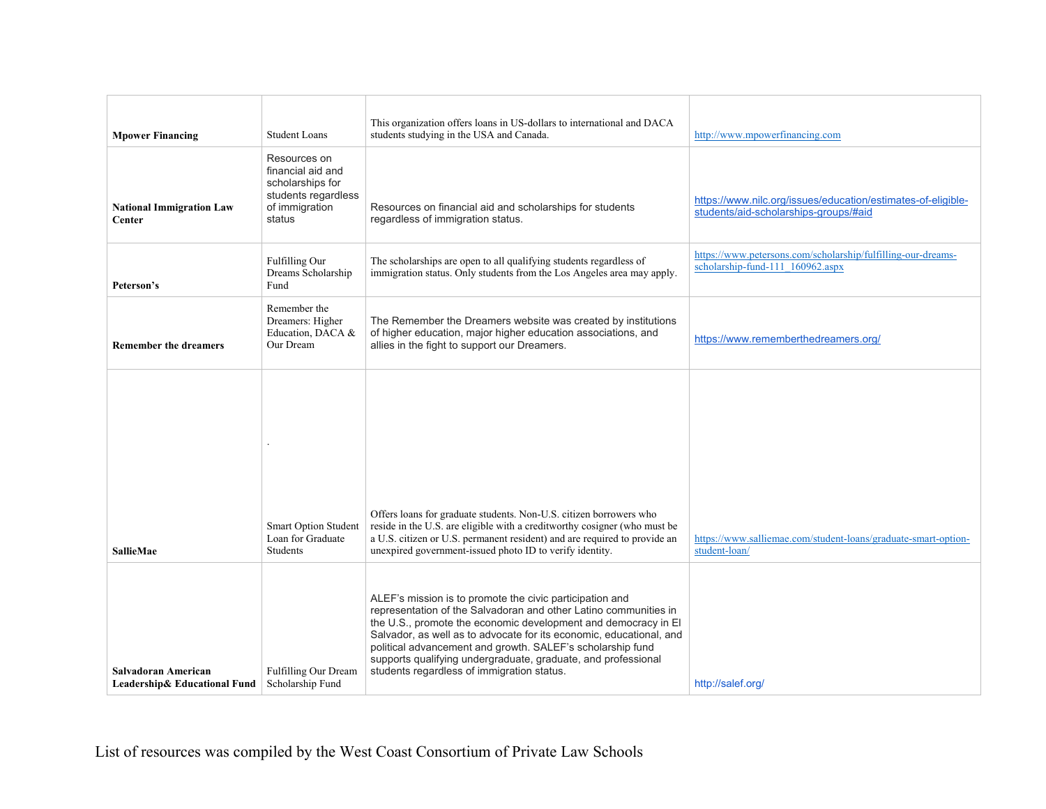| | | | |
|---|---|---|---|
| **Mpower Financing** | Student Loans | This organization offers loans in US-dollars to international and DACA students studying in the USA and Canada. | http://www.mpowerfinancing.com |
| **National Immigration Law Center** | Resources on financial aid and scholarships for students regardless of immigration status | Resources on financial aid and scholarships for students regardless of immigration status. | https://www.nilc.org/issues/education/estimates-of-eligible-students/aid-scholarships-groups/#aid |
| **Peterson's** | Fulfilling Our Dreams Scholarship Fund | The scholarships are open to all qualifying students regardless of immigration status. Only students from the Los Angeles area may apply. | https://www.petersons.com/scholarship/fulfilling-our-dreams-scholarship-fund-111_160962.aspx |
| **Remember the dreamers** | Remember the Dreamers: Higher Education, DACA & Our Dream | The Remember the Dreamers website was created by institutions of higher education, major higher education associations, and allies in the fight to support our Dreamers. | https://www.rememberthedreamers.org/ |
| **SallieMae** | . Smart Option Student Loan for Graduate Students | Offers loans for graduate students. Non-U.S. citizen borrowers who reside in the U.S. are eligible with a creditworthy cosigner (who must be a U.S. citizen or U.S. permanent resident) and are required to provide an unexpired government-issued photo ID to verify identity. | https://www.salliemae.com/student-loans/graduate-smart-option-student-loan/ |
| **Salvadoran American Leadership& Educational Fund** | Fulfilling Our Dream Scholarship Fund | ALEF's mission is to promote the civic participation and representation of the Salvadoran and other Latino communities in the U.S., promote the economic development and democracy in El Salvador, as well as to advocate for its economic, educational, and political advancement and growth. SALEF's scholarship fund supports qualifying undergraduate, graduate, and professional students regardless of immigration status. | http://salef.org/ |

List of resources was compiled by the West Coast Consortium of Private Law Schools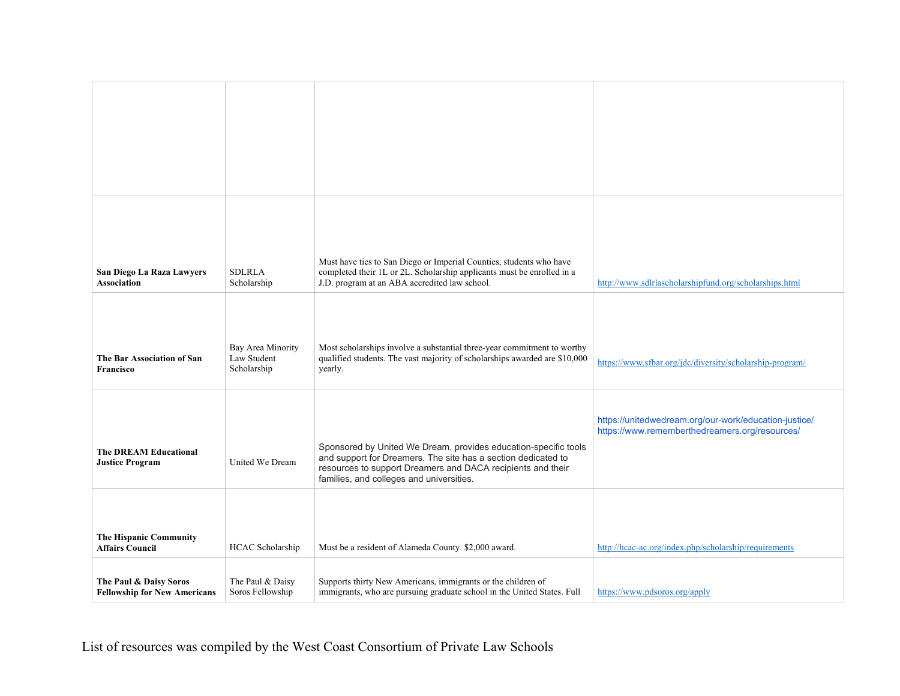| | | | |
|---|---|---|---|
| | | | |
| **San Diego La Raza Lawyers Association** | SDLRLA Scholarship | Must have ties to San Diego or Imperial Counties, students who have completed their 1L or 2L. Scholarship applicants must be enrolled in a J.D. program at an ABA accredited law school. | http://www.sdlrlascholarshipfund.org/scholarships.html |
| **The Bar Association of San Francisco** | Bay Area Minority Law Student Scholarship | Most scholarships involve a substantial three-year commitment to worthy qualified students. The vast majority of scholarships awarded are $10,000 yearly. | https://www.sfbar.org/jdc/diversity/scholarship-program/ |
| **The DREAM Educational Justice Program** | United We Dream | Sponsored by United We Dream, provides education-specific tools and support for Dreamers. The site has a section dedicated to resources to support Dreamers and DACA recipients and their families, and colleges and universities. | https://unitedwedream.org/our-work/education-justice/ https://www.rememberthedreamers.org/resources/ |
| **The Hispanic Community Affairs Council** | HCAC Scholarship | Must be a resident of Alameda County. $2,000 award. | http://hcac-ac.org/index.php/scholarship/requirements |
| **The Paul & Daisy Soros Fellowship for New Americans** | The Paul & Daisy Soros Fellowship | Supports thirty New Americans, immigrants or the children of immigrants, who are pursuing graduate school in the United States. Full | https://www.pdsoros.org/apply |

List of resources was compiled by the West Coast Consortium of Private Law Schools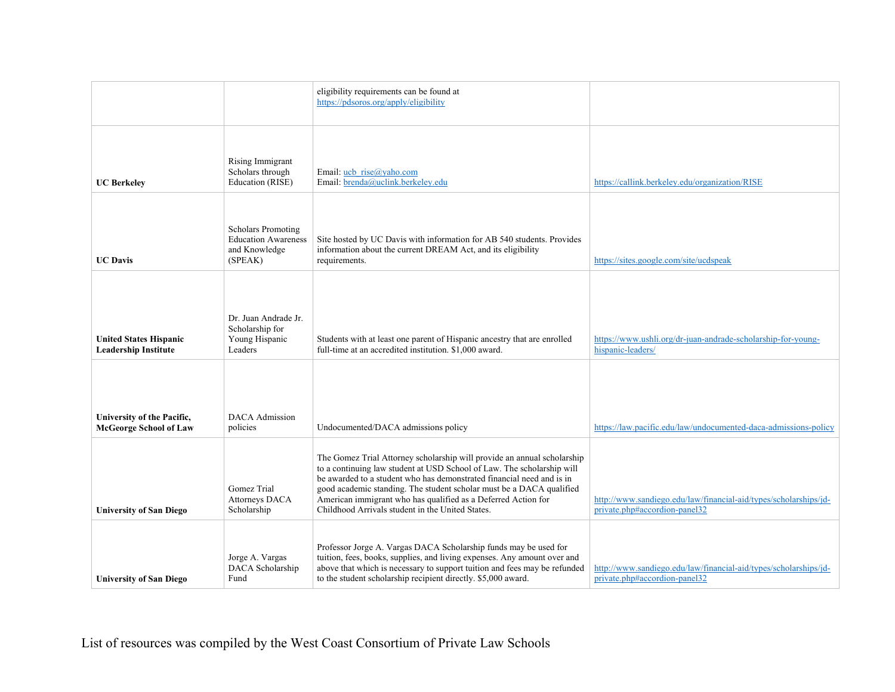| | | | |
|---|---|---|---|
| | | eligibility requirements can be found at https://pdsoros.org/apply/eligibility | |
| **UC Berkeley** | Rising Immigrant Scholars through Education (RISE) | Email: ucb_rise@yaho.com<br>Email: brenda@uclink.berkeley.edu | https://callink.berkeley.edu/organization/RISE |
| **UC Davis** | Scholars Promoting Education Awareness and Knowledge (SPEAK) | Site hosted by UC Davis with information for AB 540 students. Provides information about the current DREAM Act, and its eligibility requirements. | https://sites.google.com/site/ucdspeak |
| **United States Hispanic Leadership Institute** | Dr. Juan Andrade Jr. Scholarship for Young Hispanic Leaders | Students with at least one parent of Hispanic ancestry that are enrolled full-time at an accredited institution. $1,000 award. | https://www.ushli.org/dr-juan-andrade-scholarship-for-young-hispanic-leaders/ |
| **University of the Pacific, McGeorge School of Law** | DACA Admission policies | Undocumented/DACA admissions policy | https://law.pacific.edu/law/undocumented-daca-admissions-policy |
| **University of San Diego** | Gomez Trial Attorneys DACA Scholarship | The Gomez Trial Attorney scholarship will provide an annual scholarship to a continuing law student at USD School of Law. The scholarship will be awarded to a student who has demonstrated financial need and is in good academic standing. The student scholar must be a DACA qualified American immigrant who has qualified as a Deferred Action for Childhood Arrivals student in the United States. | http://www.sandiego.edu/law/financial-aid/types/scholarships/jd-private.php#accordion-panel32 |
| **University of San Diego** | Jorge A. Vargas DACA Scholarship Fund | Professor Jorge A. Vargas DACA Scholarship funds may be used for tuition, fees, books, supplies, and living expenses. Any amount over and above that which is necessary to support tuition and fees may be refunded to the student scholarship recipient directly. $5,000 award. | http://www.sandiego.edu/law/financial-aid/types/scholarships/jd-private.php#accordion-panel32 |

List of resources was compiled by the West Coast Consortium of Private Law Schools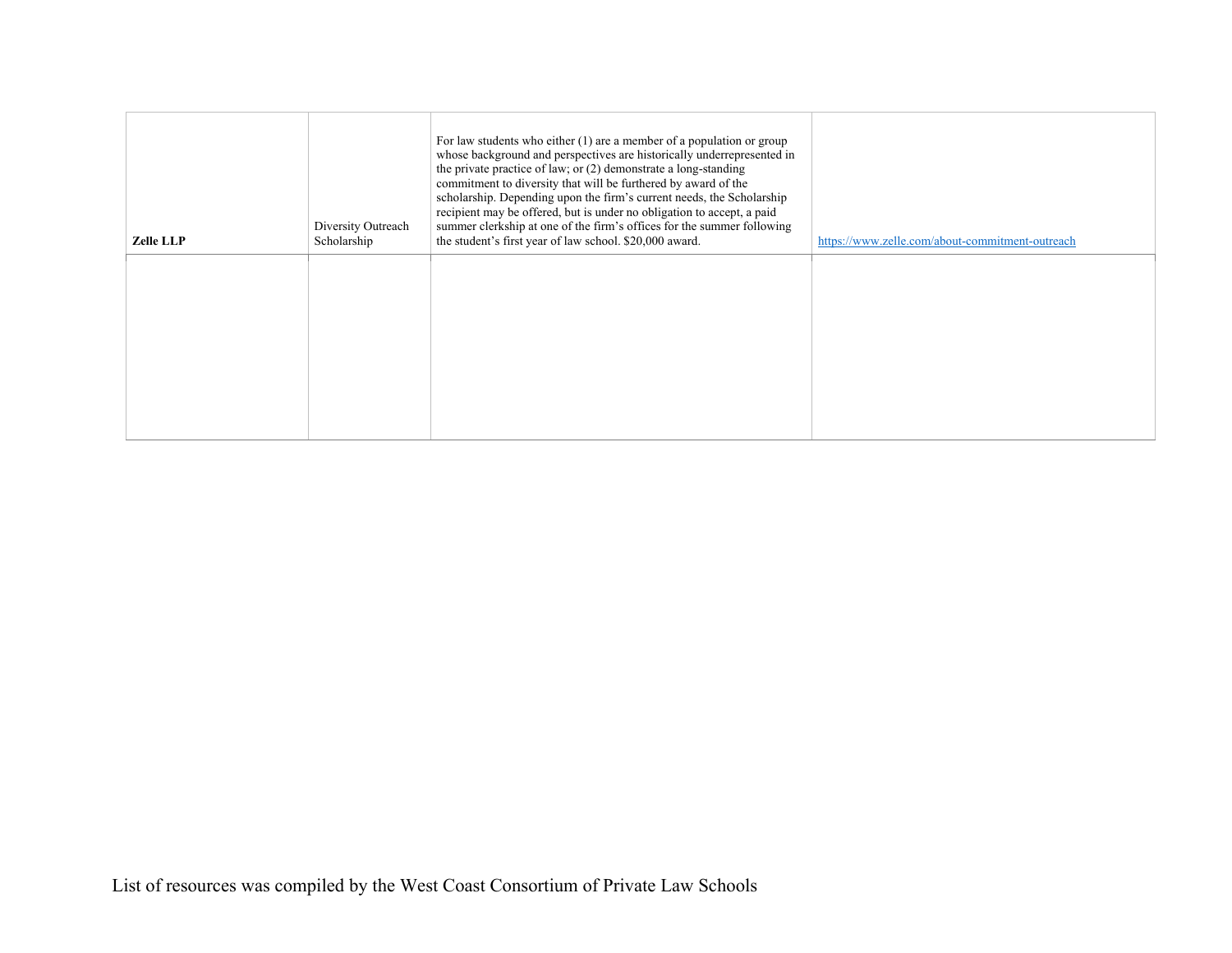| | | | |
|---|---|---|---|
| **Zelle LLP** | Diversity Outreach Scholarship | For law students who either (1) are a member of a population or group whose background and perspectives are historically underrepresented in the private practice of law; or (2) demonstrate a long-standing commitment to diversity that will be furthered by award of the scholarship. Depending upon the firm's current needs, the Scholarship recipient may be offered, but is under no obligation to accept, a paid summer clerkship at one of the firm's offices for the summer following the student's first year of law school. $20,000 award. | https://www.zelle.com/about-commitment-outreach |
| | | | |

List of resources was compiled by the West Coast Consortium of Private Law Schools